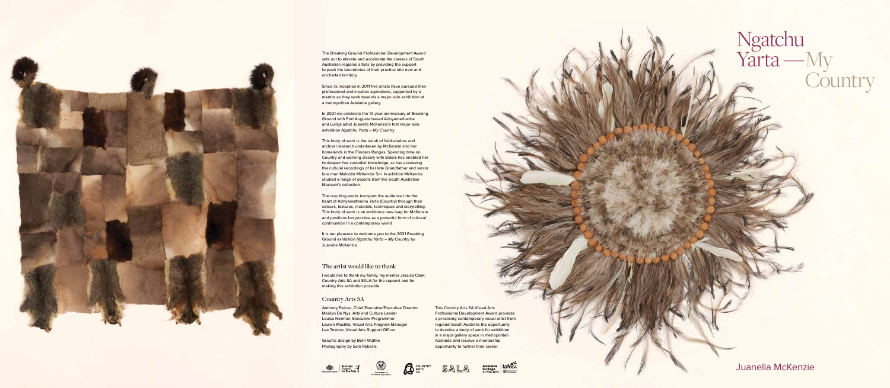# Ngatchu Yarta — My Country

## Juanella McKenzie

The Breaking Ground Professional Development Award sets out to elevate and accelerate the careers of South Australian regional artists by providing the support to push the boundaries of their practice into new and uncharted territory.

Since its inception in 2011 five artists have pursued their professional and creative aspirations, supported by a mentor as they work towards a major solo exhibition at a metropolitan Adelaide gallery.

In 2021 we celebrate the 10-year anniversary of Breaking Ground with Port Augusta based Adnyamathanha and Luritja artist Juanella McKenzie's first major solo exhibition *Ngatchu Yarta – My Country*.

This body of work is the result of field-studies and archival research undertaken by McKenzie into her homelands in the Flinders Ranges. Spending time on Country and working closely with Elders has enabled her to deepen her custodial knowledge, as has accessing the cultural recordings of her late Grandfather and senior lore man Malcolm McKenzie Snr. In addition McKenzie studied a range of objects from the South Australian Museum's collection.

The resulting works transport the audience into the heart of Adnyamathanha Yarta (Country) through their colours, textures, materials, techniques and storytelling. This body of work is an ambitious new leap for McKenzie and positions her practice as a powerful form of cultural continuation in a contemporary world.

It is our pleasure to welcome you to the 2021 Breaking Ground exhibition *Ngatchu Yarta – My Country* by Juanella McKenzie.

### The artist would like to thank

I would like to thank my family, my mentor Jessica Clark, Country Arts SA and SALA for the support and for making this exhibition possible.

### Country Arts SA

Anthony Peluso, Chief Executive/Executive Director
Merilyn De Nys, Arts and Culture Leader
Louisa Norman, Executive Programmer
Lauren Mustillo, Visual Arts Program Manager
Lee Tewton, Visual Arts Support Officer

Graphic design by Beth Wuttke
Photography by Sam Roberts

This Country Arts SA Visual Arts Professional Development Award provides a practising contemporary visual artist from regional South Australia the opportunity to develop a body of work for exhibition in a major gallery space in metropolitan Adelaide and receive a mentorship opportunity to further their career.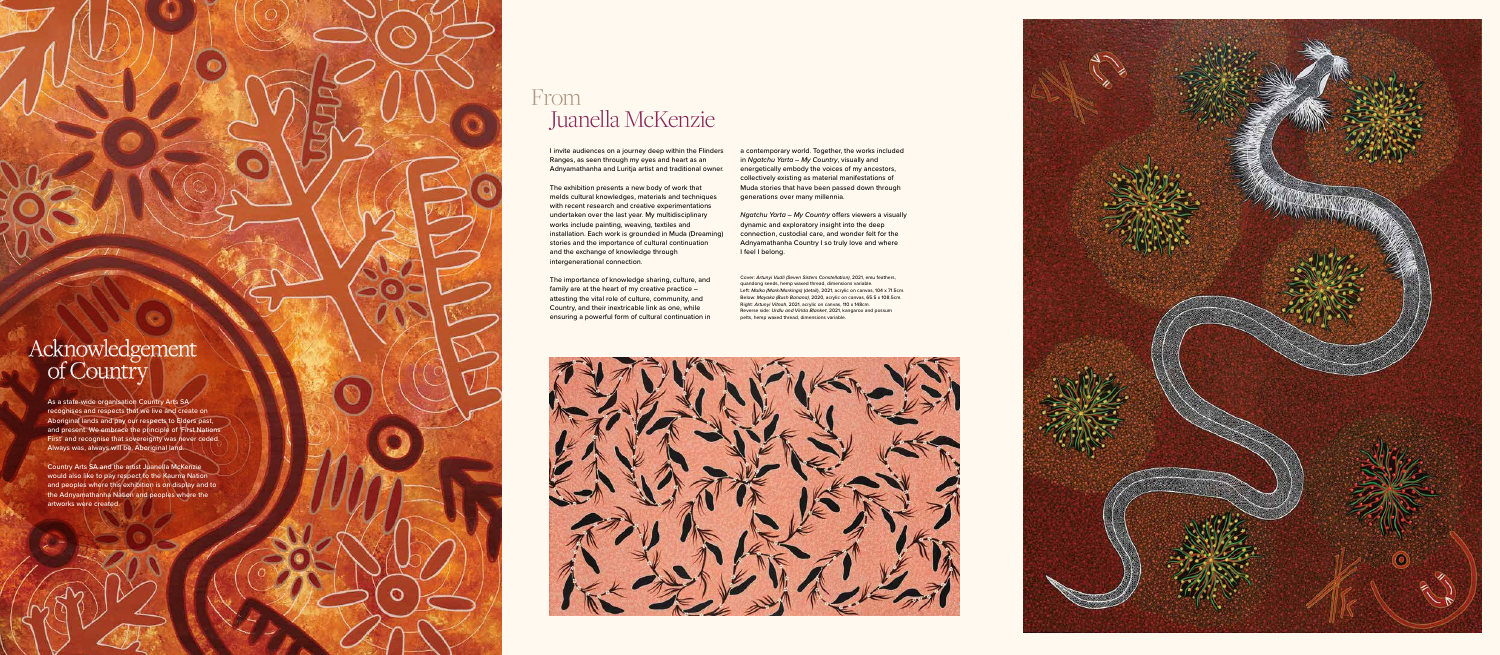# Acknowledgement of Country

As a state-wide organisation Country Arts SA recognises and respects that we live and create on Aboriginal lands and pay our respects to Elders past, and present. We embrace the principle of First Nations First' and recognise that sovereignty was never ceded. Always was, always will be, Aboriginal land.

Country Arts SA and the artist Juanella McKenzie would also like to pay respect to the Kaurna Nation and peoples where this exhibition is on display and to the Adnyamathanha Nation and peoples where the artworks were created.

# From Juanella McKenzie

I invite audiences on a journey deep within the Flinders Ranges, as seen through my eyes and heart as an Adnyamathanha and Luritja artist and traditional owner.

The exhibition presents a new body of work that melds cultural knowledges, materials and techniques with recent research and creative experimentations undertaken over the last year. My multidisciplinary works include painting, weaving, textiles and installation. Each work is grounded in Muda (Dreaming) stories and the importance of cultural continuation and the exchange of knowledge through intergenerational connection.

The importance of knowledge sharing, culture, and family are at the heart of my creative practice – attesting the vital role of culture, community, and Country, and their inextricable link as one, while ensuring a powerful form of cultural continuation in a contemporary world. Together, the works included in *Ngatchu Yarta – My Country*, visually and energetically embody the voices of my ancestors, collectively existing as material manifestations of Muda stories that have been passed down through generations over many millennia.

*Ngatchu Yarta – My Country* offers viewers a visually dynamic and exploratory insight into the deep connection, custodial care, and wonder felt for the Adnyamathanha Country I so truly love and where I feel I belong.

Cover: *Arkurp Vudli (Seven Sisters Constellation)*, 2021, emu feathers, quandong seeds, hemp waxed thread, dimensions variable.
Left: *Malka (Mark/Markings)* (detail), 2021, acrylic on canvas, 104 x 71.5cm.
Below: *Mayaha (Bush Banana)*, 2020, acrylic on canvas, 65.5 x 108.5cm.
Right: *Arkurp Vitnah*, 2021, acrylic on canvas, 110 x 148cm.
Reverse side: *Urdlu and Vinda Blanket*, 2021, kangaroo and possum pelts, hemp waxed thread, dimensions variable.